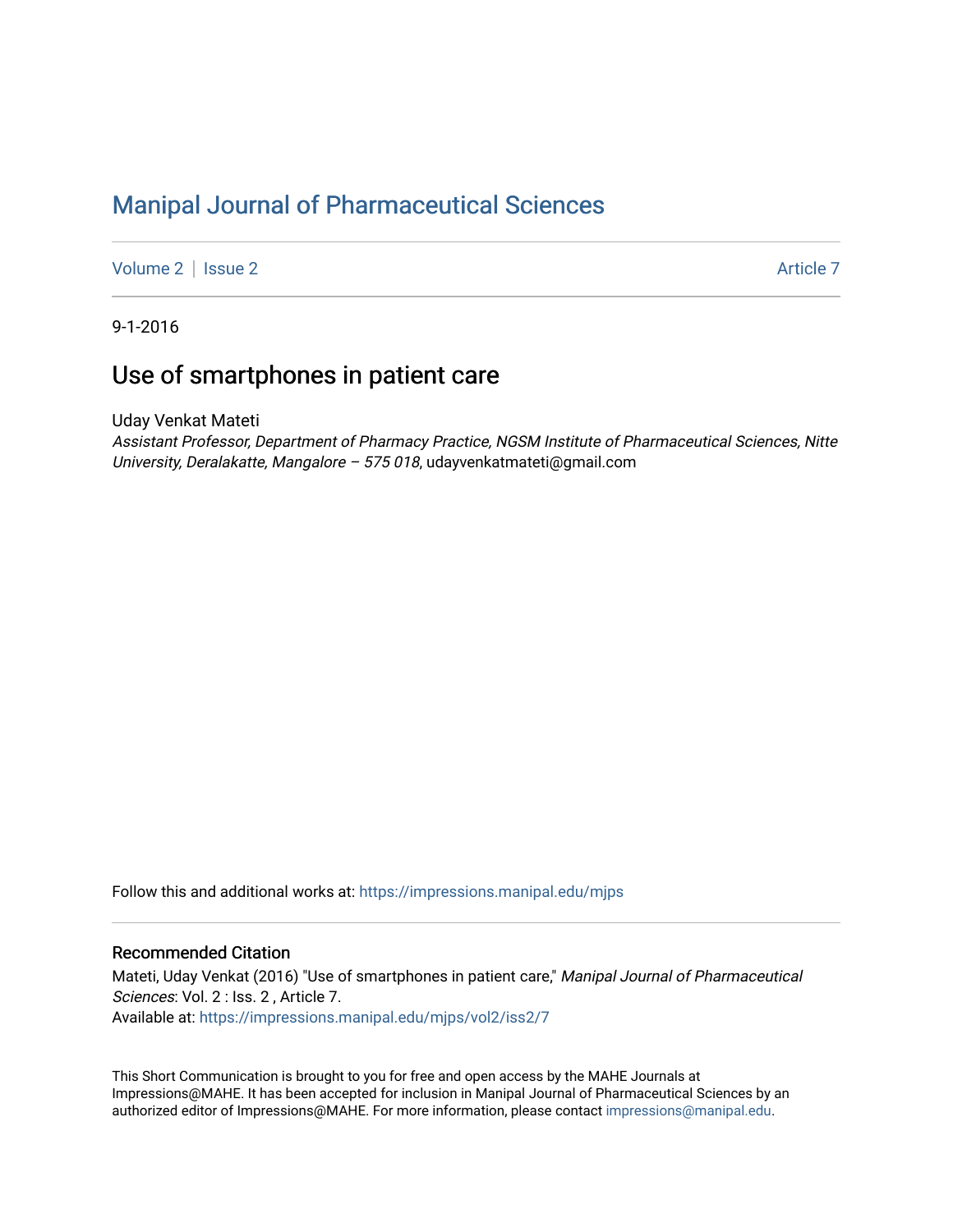# Manipal Journal of Pharmaceutical Sciences

Volume 2 | Issue 2 Article 7

9-1-2016

## Use of smartphones in patient care

Uday Venkat Mateti

*Assistant Professor, Department of Pharmacy Practice, NGSM Institute of Pharmaceutical Sciences, Nitte University, Deralakatte, Mangalore – 575 018*, udayvenkatmateti@gmail.com

Follow this and additional works at: https://impressions.manipal.edu/mjps

### Recommended Citation

Mateti, Uday Venkat (2016) "Use of smartphones in patient care," *Manipal Journal of Pharmaceutical Sciences*: Vol. 2 : Iss. 2 , Article 7.
Available at: https://impressions.manipal.edu/mjps/vol2/iss2/7

This Short Communication is brought to you for free and open access by the MAHE Journals at Impressions@MAHE. It has been accepted for inclusion in Manipal Journal of Pharmaceutical Sciences by an authorized editor of Impressions@MAHE. For more information, please contact impressions@manipal.edu.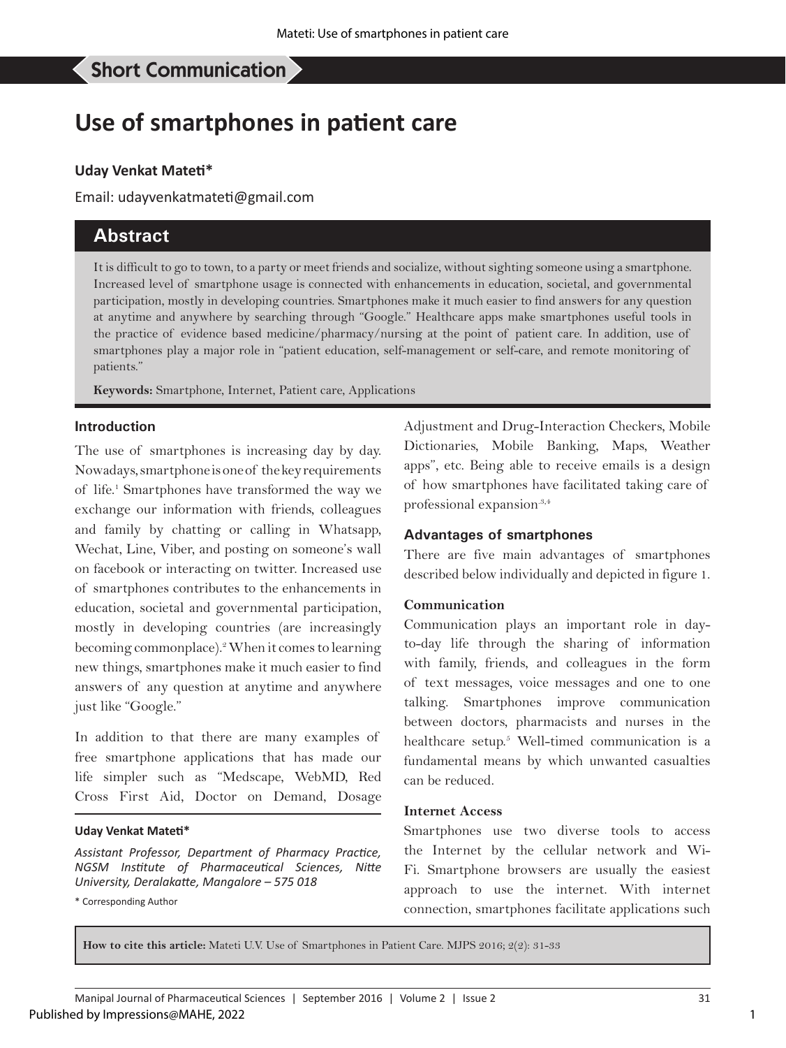## Short Communication

# Use of smartphones in patient care

**Uday Venkat Mateti***

Email: udayvenkatmateti@gmail.com

## Abstract

It is difficult to go to town, to a party or meet friends and socialize, without sighting someone using a smartphone. Increased level of smartphone usage is connected with enhancements in education, societal, and governmental participation, mostly in developing countries. Smartphones make it much easier to find answers for any question at anytime and anywhere by searching through "Google." Healthcare apps make smartphones useful tools in the practice of evidence based medicine/pharmacy/nursing at the point of patient care. In addition, use of smartphones play a major role in "patient education, self-management or self-care, and remote monitoring of patients."

**Keywords:** Smartphone, Internet, Patient care, Applications

### Introduction

The use of smartphones is increasing day by day. Nowadays, smartphone is one of the key requirements of life.[1] Smartphones have transformed the way we exchange our information with friends, colleagues and family by chatting or calling in Whatsapp, Wechat, Line, Viber, and posting on someone's wall on facebook or interacting on twitter. Increased use of smartphones contributes to the enhancements in education, societal and governmental participation, mostly in developing countries (are increasingly becoming commonplace).[2] When it comes to learning new things, smartphones make it much easier to find answers of any question at anytime and anywhere just like "Google."

In addition to that there are many examples of free smartphone applications that has made our life simpler such as "Medscape, WebMD, Red Cross First Aid, Doctor on Demand, Dosage Adjustment and Drug-Interaction Checkers, Mobile Dictionaries, Mobile Banking, Maps, Weather apps", etc. Being able to receive emails is a design of how smartphones have facilitated taking care of professional expansion.[3,4]

**Uday Venkat Mateti***

*Assistant Professor, Department of Pharmacy Practice, NGSM Institute of Pharmaceutical Sciences, Nitte University, Deralakatte, Mangalore – 575 018*

\* Corresponding Author

### Advantages of smartphones

There are five main advantages of smartphones described below individually and depicted in figure 1.

#### Communication

Communication plays an important role in day-to-day life through the sharing of information with family, friends, and colleagues in the form of text messages, voice messages and one to one talking. Smartphones improve communication between doctors, pharmacists and nurses in the healthcare setup.[5] Well-timed communication is a fundamental means by which unwanted casualties can be reduced.

#### Internet Access

Smartphones use two diverse tools to access the Internet by the cellular network and Wi-Fi. Smartphone browsers are usually the easiest approach to use the internet. With internet connection, smartphones facilitate applications such

**How to cite this article:** Mateti U.V. Use of Smartphones in Patient Care. MJPS 2016; 2(2): 31-33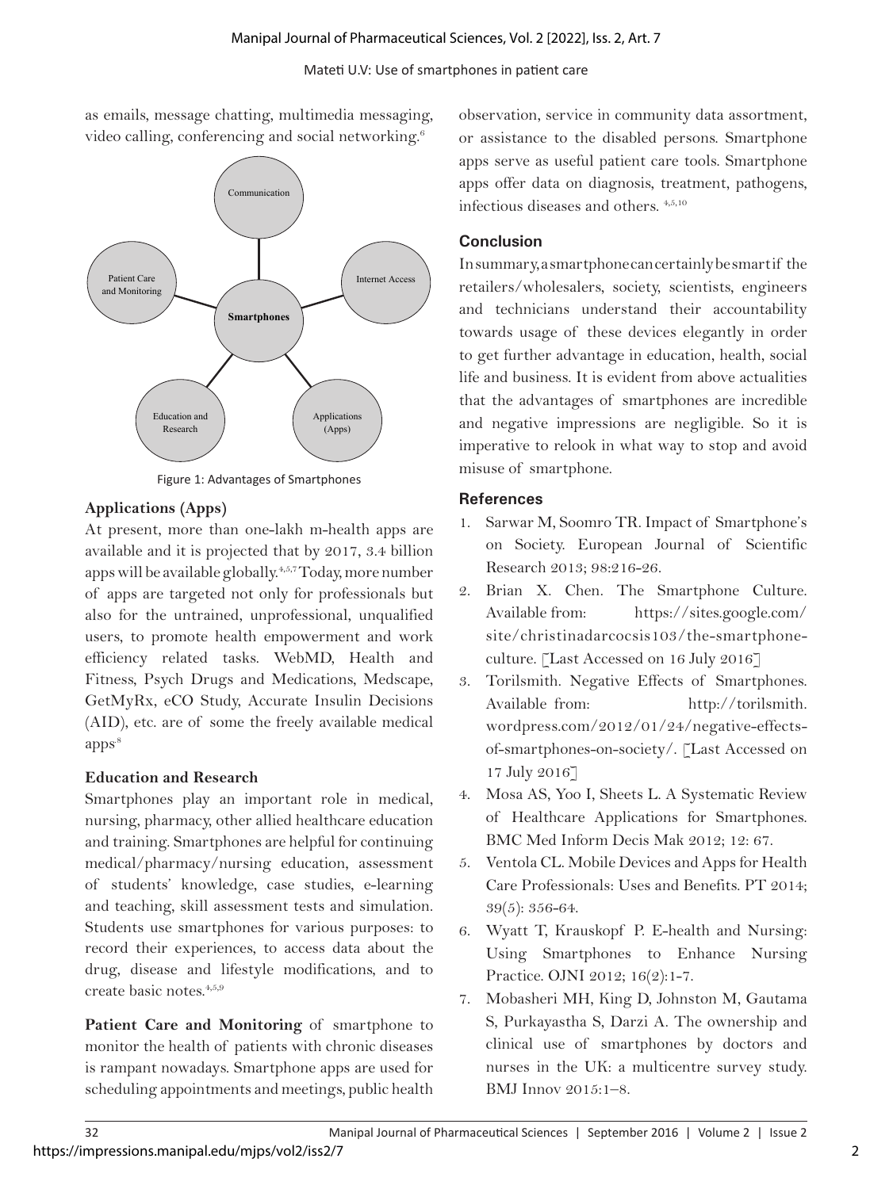as emails, message chatting, multimedia messaging, video calling, conferencing and social networking.[6]

Figure 1: Advantages of Smartphones

### Applications (Apps)

At present, more than one-lakh m-health apps are available and it is projected that by 2017, 3.4 billion apps will be available globally.[4,5,7] Today, more number of apps are targeted not only for professionals but also for the untrained, unprofessional, unqualified users, to promote health empowerment and work efficiency related tasks. WebMD, Health and Fitness, Psych Drugs and Medications, Medscape, GetMyRx, eCO Study, Accurate Insulin Decisions (AID), etc. are of some the freely available medical apps[8]

### Education and Research

Smartphones play an important role in medical, nursing, pharmacy, other allied healthcare education and training. Smartphones are helpful for continuing medical/pharmacy/nursing education, assessment of students' knowledge, case studies, e-learning and teaching, skill assessment tests and simulation. Students use smartphones for various purposes: to record their experiences, to access data about the drug, disease and lifestyle modifications, and to create basic notes.[4,5,9]

**Patient Care and Monitoring** of smartphone to monitor the health of patients with chronic diseases is rampant nowadays. Smartphone apps are used for scheduling appointments and meetings, public health observation, service in community data assortment, or assistance to the disabled persons. Smartphone apps serve as useful patient care tools. Smartphone apps offer data on diagnosis, treatment, pathogens, infectious diseases and others. [4,5,10]

## Conclusion

In summary, a smartphone can certainly be smart if the retailers/wholesalers, society, scientists, engineers and technicians understand their accountability towards usage of these devices elegantly in order to get further advantage in education, health, social life and business. It is evident from above actualities that the advantages of smartphones are incredible and negative impressions are negligible. So it is imperative to relook in what way to stop and avoid misuse of smartphone.

## References

1. Sarwar M, Soomro TR. Impact of Smartphone's on Society. European Journal of Scientific Research 2013; 98:216-26.
2. Brian X. Chen. The Smartphone Culture. Available from: https://sites.google.com/site/christinadarcocsis103/the-smartphone-culture. [Last Accessed on 16 July 2016]
3. Torilsmith. Negative Effects of Smartphones. Available from: http://torilsmith.wordpress.com/2012/01/24/negative-effects-of-smartphones-on-society/. [Last Accessed on 17 July 2016]
4. Mosa AS, Yoo I, Sheets L. A Systematic Review of Healthcare Applications for Smartphones. BMC Med Inform Decis Mak 2012; 12: 67.
5. Ventola CL. Mobile Devices and Apps for Health Care Professionals: Uses and Benefits. PT 2014; 39(5): 356-64.
6. Wyatt T, Krauskopf P. E-health and Nursing: Using Smartphones to Enhance Nursing Practice. OJNI 2012; 16(2):1-7.
7. Mobasheri MH, King D, Johnston M, Gautama S, Purkayastha S, Darzi A. The ownership and clinical use of smartphones by doctors and nurses in the UK: a multicentre survey study. BMJ Innov 2015:1–8.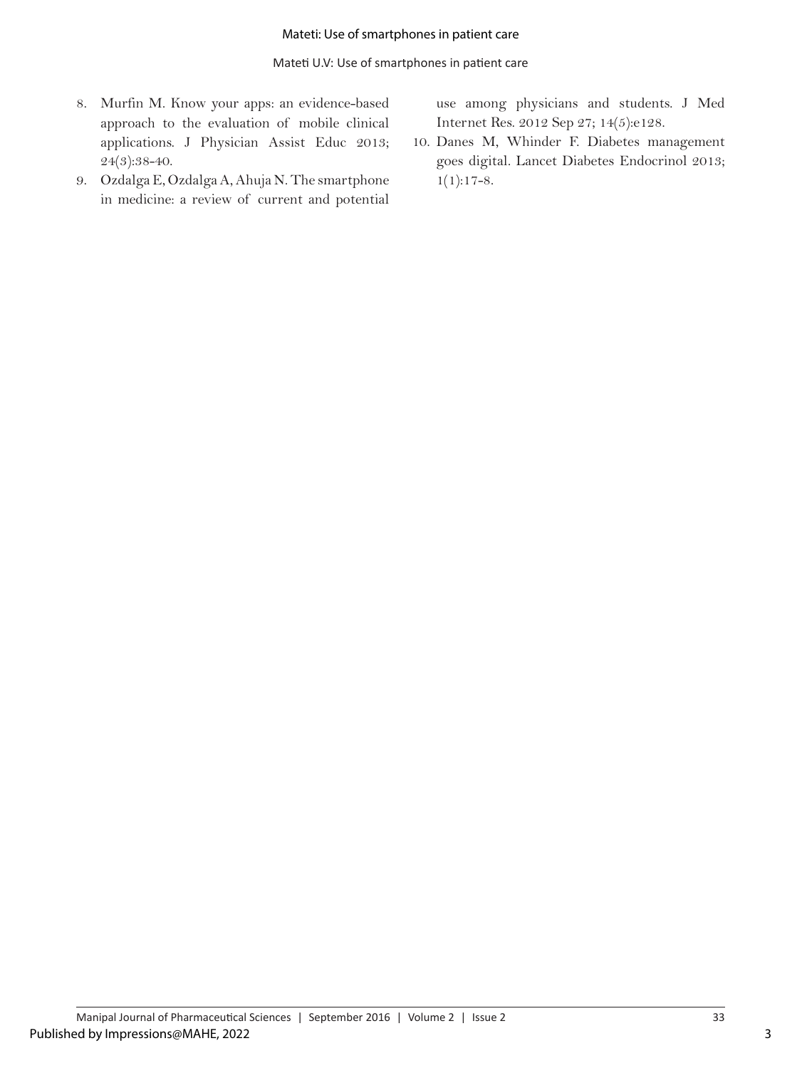8. Murfin M. Know your apps: an evidence-based approach to the evaluation of mobile clinical applications. J Physician Assist Educ 2013; 24(3):38-40.
9. Ozdalga E, Ozdalga A, Ahuja N. The smartphone in medicine: a review of current and potential use among physicians and students. J Med Internet Res. 2012 Sep 27; 14(5):e128.
10. Danes M, Whinder F. Diabetes management goes digital. Lancet Diabetes Endocrinol 2013; 1(1):17-8.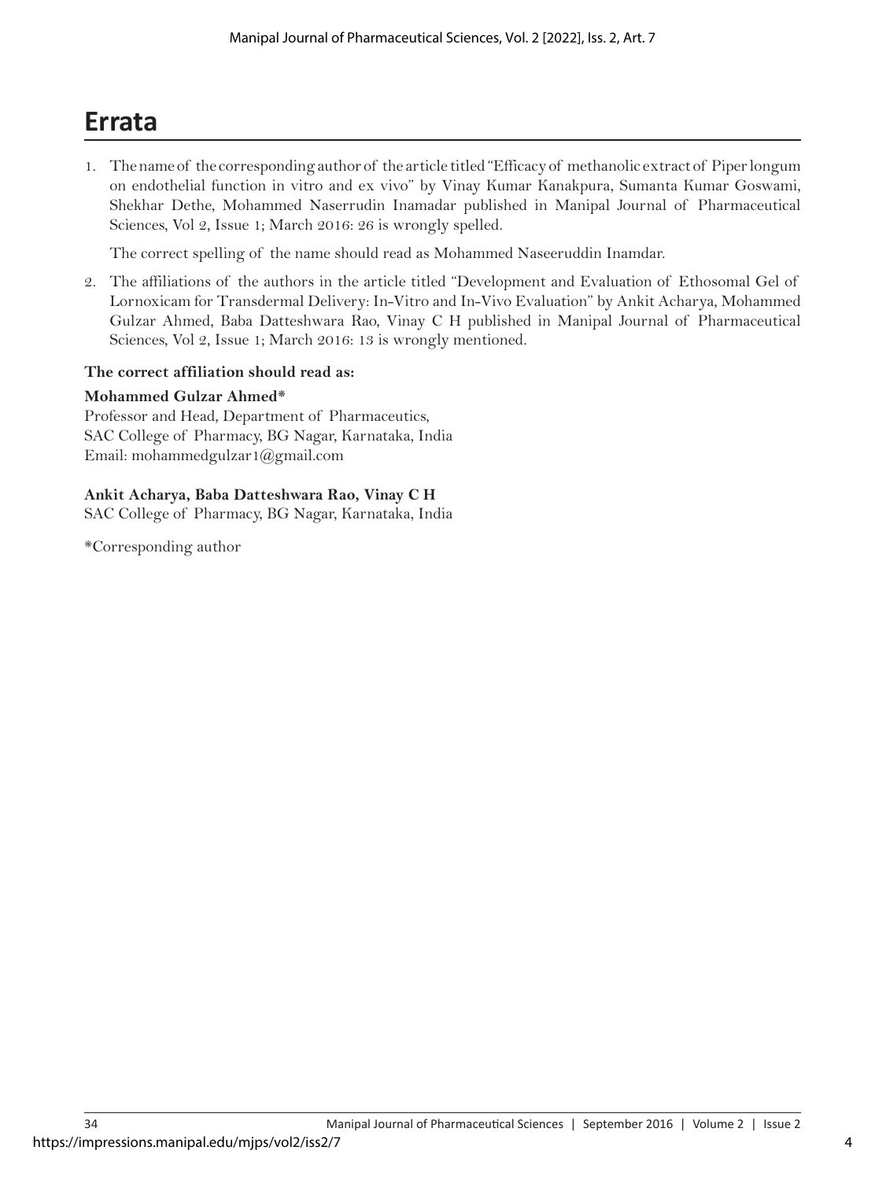# Errata

1. The name of the corresponding author of the article titled "Efficacy of methanolic extract of Piper longum on endothelial function in vitro and ex vivo" by Vinay Kumar Kanakpura, Sumanta Kumar Goswami, Shekhar Dethe, Mohammed Naserrudin Inamadar published in Manipal Journal of Pharmaceutical Sciences, Vol 2, Issue 1; March 2016: 26 is wrongly spelled.

   The correct spelling of the name should read as Mohammed Naseeruddin Inamdar.

2. The affiliations of the authors in the article titled "Development and Evaluation of Ethosomal Gel of Lornoxicam for Transdermal Delivery: In-Vitro and In-Vivo Evaluation" by Ankit Acharya, Mohammed Gulzar Ahmed, Baba Datteshwara Rao, Vinay C H published in Manipal Journal of Pharmaceutical Sciences, Vol 2, Issue 1; March 2016: 13 is wrongly mentioned.

**The correct affiliation should read as:**

**Mohammed Gulzar Ahmed***
Professor and Head, Department of Pharmaceutics,
SAC College of Pharmacy, BG Nagar, Karnataka, India
Email: mohammedgulzar1@gmail.com

**Ankit Acharya, Baba Datteshwara Rao, Vinay C H**
SAC College of Pharmacy, BG Nagar, Karnataka, India

*Corresponding author